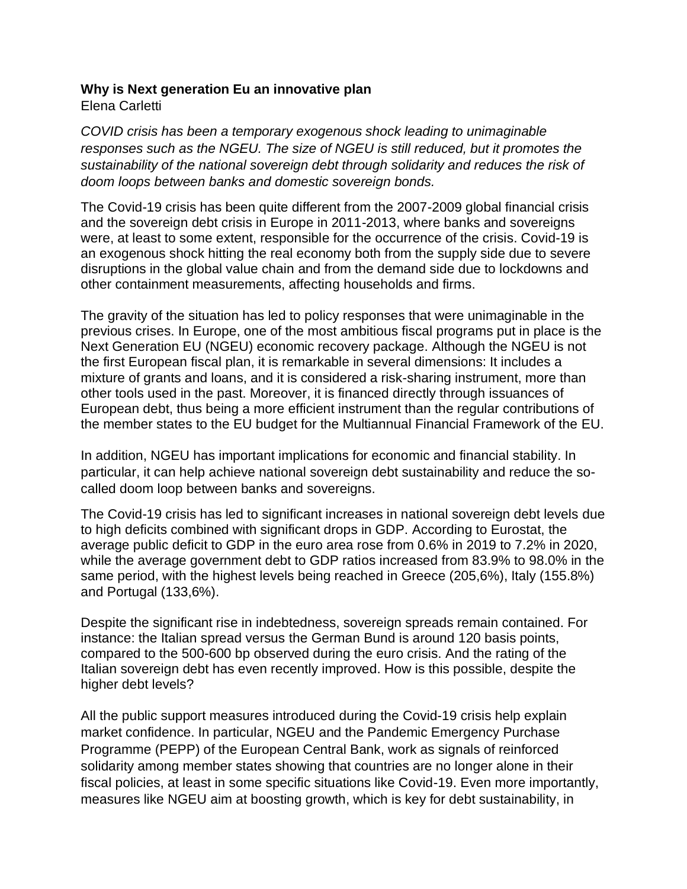**Why is Next generation Eu an innovative plan**
Elena Carletti

*COVID crisis has been a temporary exogenous shock leading to unimaginable responses such as the NGEU. The size of NGEU is still reduced, but it promotes the sustainability of the national sovereign debt through solidarity and reduces the risk of doom loops between banks and domestic sovereign bonds.*

The Covid-19 crisis has been quite different from the 2007-2009 global financial crisis and the sovereign debt crisis in Europe in 2011-2013, where banks and sovereigns were, at least to some extent, responsible for the occurrence of the crisis. Covid-19 is an exogenous shock hitting the real economy both from the supply side due to severe disruptions in the global value chain and from the demand side due to lockdowns and other containment measurements, affecting households and firms.

The gravity of the situation has led to policy responses that were unimaginable in the previous crises. In Europe, one of the most ambitious fiscal programs put in place is the Next Generation EU (NGEU) economic recovery package. Although the NGEU is not the first European fiscal plan, it is remarkable in several dimensions: It includes a mixture of grants and loans, and it is considered a risk-sharing instrument, more than other tools used in the past. Moreover, it is financed directly through issuances of European debt, thus being a more efficient instrument than the regular contributions of the member states to the EU budget for the Multiannual Financial Framework of the EU.

In addition, NGEU has important implications for economic and financial stability. In particular, it can help achieve national sovereign debt sustainability and reduce the so-called doom loop between banks and sovereigns.

The Covid-19 crisis has led to significant increases in national sovereign debt levels due to high deficits combined with significant drops in GDP. According to Eurostat, the average public deficit to GDP in the euro area rose from 0.6% in 2019 to 7.2% in 2020, while the average government debt to GDP ratios increased from 83.9% to 98.0% in the same period, with the highest levels being reached in Greece (205,6%), Italy (155.8%) and Portugal (133,6%).

Despite the significant rise in indebtedness, sovereign spreads remain contained. For instance: the Italian spread versus the German Bund is around 120 basis points, compared to the 500-600 bp observed during the euro crisis. And the rating of the Italian sovereign debt has even recently improved. How is this possible, despite the higher debt levels?

All the public support measures introduced during the Covid-19 crisis help explain market confidence. In particular, NGEU and the Pandemic Emergency Purchase Programme (PEPP) of the European Central Bank, work as signals of reinforced solidarity among member states showing that countries are no longer alone in their fiscal policies, at least in some specific situations like Covid-19. Even more importantly, measures like NGEU aim at boosting growth, which is key for debt sustainability, in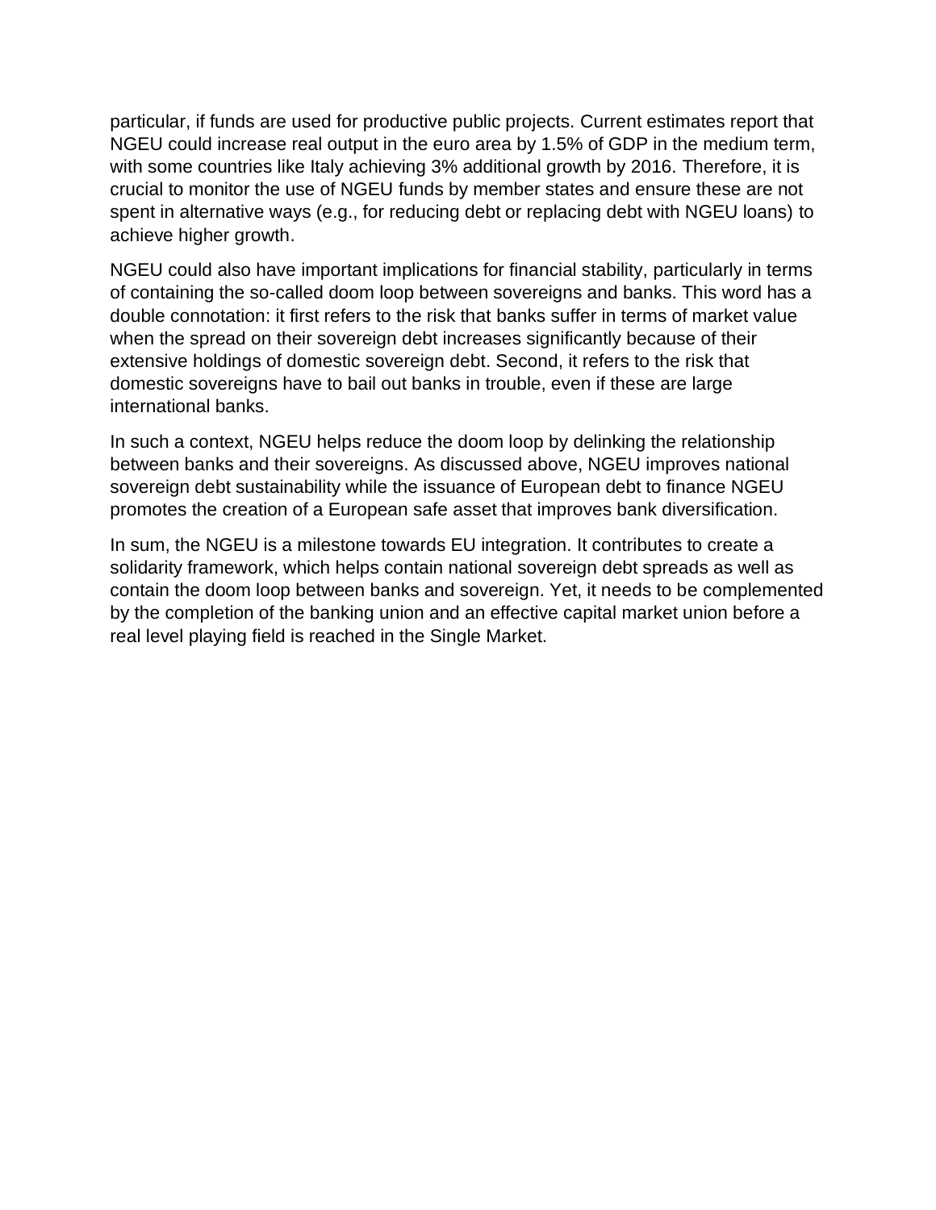particular, if funds are used for productive public projects. Current estimates report that NGEU could increase real output in the euro area by 1.5% of GDP in the medium term, with some countries like Italy achieving 3% additional growth by 2016. Therefore, it is crucial to monitor the use of NGEU funds by member states and ensure these are not spent in alternative ways (e.g., for reducing debt or replacing debt with NGEU loans) to achieve higher growth.

NGEU could also have important implications for financial stability, particularly in terms of containing the so-called doom loop between sovereigns and banks. This word has a double connotation: it first refers to the risk that banks suffer in terms of market value when the spread on their sovereign debt increases significantly because of their extensive holdings of domestic sovereign debt. Second, it refers to the risk that domestic sovereigns have to bail out banks in trouble, even if these are large international banks.

In such a context, NGEU helps reduce the doom loop by delinking the relationship between banks and their sovereigns. As discussed above, NGEU improves national sovereign debt sustainability while the issuance of European debt to finance NGEU promotes the creation of a European safe asset that improves bank diversification.

In sum, the NGEU is a milestone towards EU integration. It contributes to create a solidarity framework, which helps contain national sovereign debt spreads as well as contain the doom loop between banks and sovereign. Yet, it needs to be complemented by the completion of the banking union and an effective capital market union before a real level playing field is reached in the Single Market.